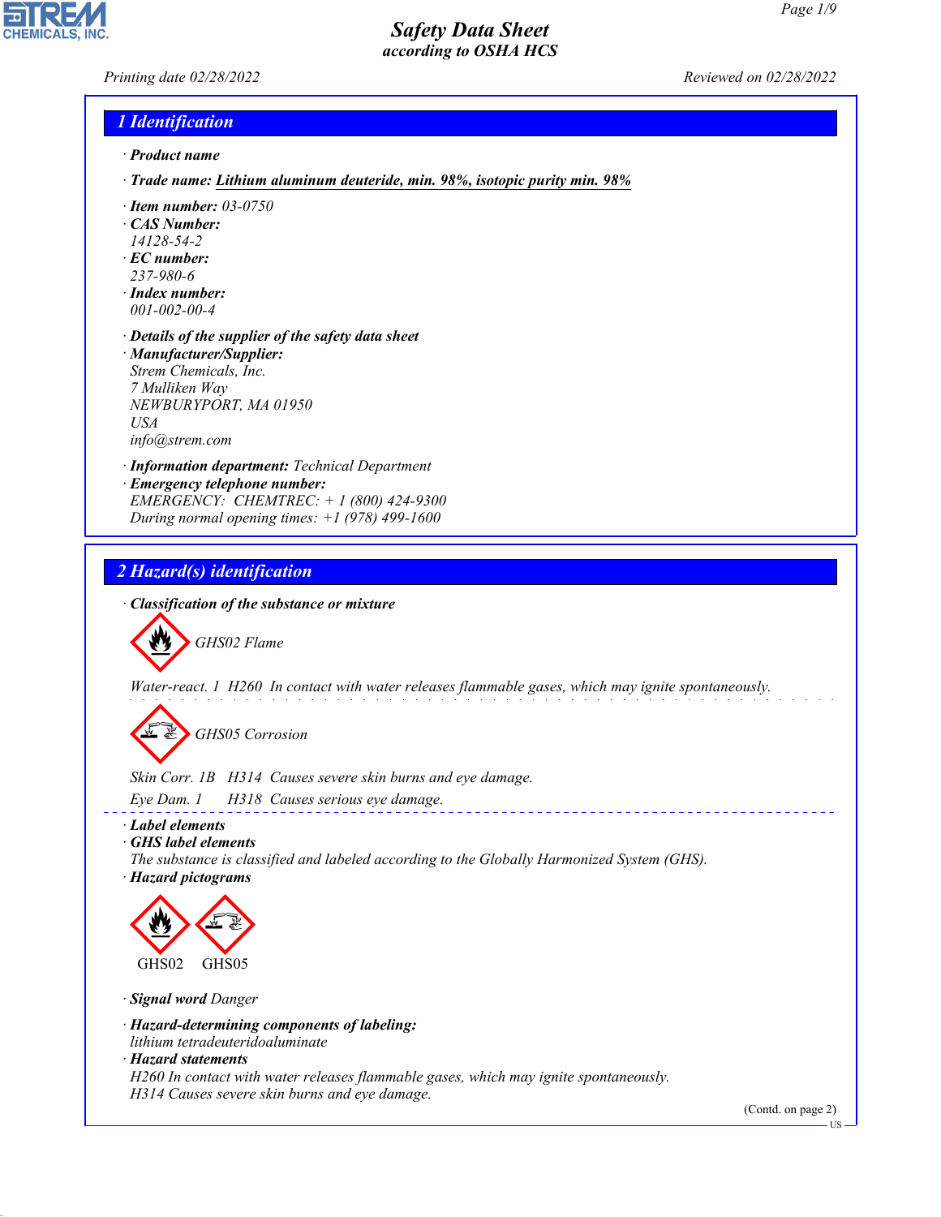# Safety Data Sheet
### according to OSHA HCS

*Printing date 02/28/2022* *Reviewed on 02/28/2022*

## 1 Identification

· **Product name**

· **Trade name:** **Lithium aluminum deuteride, min. 98%, isotopic purity min. 98%**

· **Item number:** 03-0750
· **CAS Number:**
14128-54-2
· **EC number:**
237-980-6
· **Index number:**
001-002-00-4

· **Details of the supplier of the safety data sheet**
· **Manufacturer/Supplier:**
Strem Chemicals, Inc.
7 Mulliken Way
NEWBURYPORT, MA 01950
USA
info@strem.com

· **Information department:** Technical Department
· **Emergency telephone number:**
EMERGENCY: CHEMTREC: + 1 (800) 424-9300
During normal opening times: +1 (978) 499-1600

## 2 Hazard(s) identification

· **Classification of the substance or mixture**

GHS02 Flame

Water-react. 1 H260 In contact with water releases flammable gases, which may ignite spontaneously.

GHS05 Corrosion

Skin Corr. 1B H314 Causes severe skin burns and eye damage.

Eye Dam. 1 H318 Causes serious eye damage.

· **Label elements**
· **GHS label elements**
The substance is classified and labeled according to the Globally Harmonized System (GHS).
· **Hazard pictograms**

GHS02 GHS05

· **Signal word** Danger

· **Hazard-determining components of labeling:**
lithium tetradeuteridoaluminate
· **Hazard statements**
H260 In contact with water releases flammable gases, which may ignite spontaneously.
H314 Causes severe skin burns and eye damage.

(Contd. on page 2)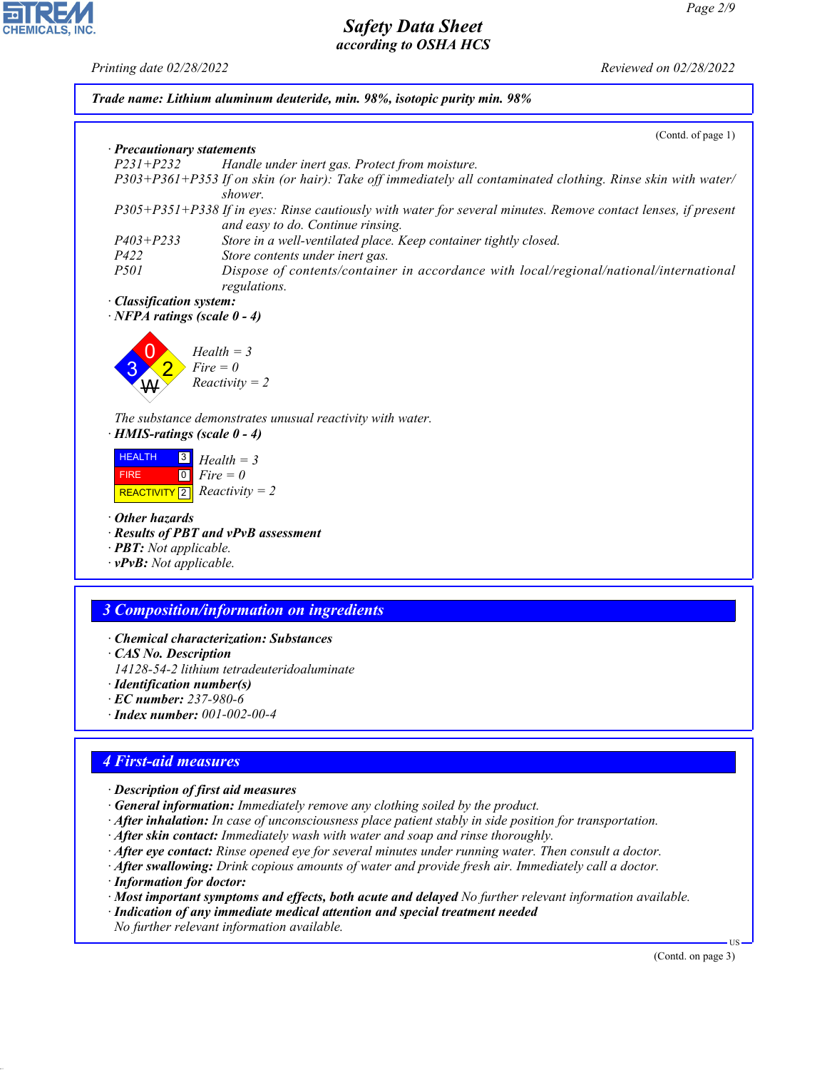Trade name: Lithium aluminum deuteride, min. 98%, isotopic purity min. 98%

(Contd. of page 1)

· **Precautionary statements**

| | |
|---|---|
| P231+P232 | Handle under inert gas. Protect from moisture. |
| P303+P361+P353 | If on skin (or hair): Take off immediately all contaminated clothing. Rinse skin with water/shower. |
| P305+P351+P338 | If in eyes: Rinse cautiously with water for several minutes. Remove contact lenses, if present and easy to do. Continue rinsing. |
| P403+P233 | Store in a well-ventilated place. Keep container tightly closed. |
| P422 | Store contents under inert gas. |
| P501 | Dispose of contents/container in accordance with local/regional/national/international regulations. |

· **Classification system:**

· **NFPA ratings (scale 0 - 4)**

Health = 3
Fire = 0
Reactivity = 2

The substance demonstrates unusual reactivity with water.

· **HMIS-ratings (scale 0 - 4)**

| | | |
|---|---|---|
| HEALTH | 3 | Health = 3 |
| FIRE | 0 | Fire = 0 |
| REACTIVITY | 2 | Reactivity = 2 |

· **Other hazards**
· **Results of PBT and vPvB assessment**
· **PBT:** Not applicable.
· **vPvB:** Not applicable.

## 3 Composition/information on ingredients

· **Chemical characterization: Substances**
· **CAS No. Description**
14128-54-2 lithium tetradeuteridoaluminate
· **Identification number(s)**
· **EC number:** 237-980-6
· **Index number:** 001-002-00-4

## 4 First-aid measures

· **Description of first aid measures**
· **General information:** Immediately remove any clothing soiled by the product.
· **After inhalation:** In case of unconsciousness place patient stably in side position for transportation.
· **After skin contact:** Immediately wash with water and soap and rinse thoroughly.
· **After eye contact:** Rinse opened eye for several minutes under running water. Then consult a doctor.
· **After swallowing:** Drink copious amounts of water and provide fresh air. Immediately call a doctor.
· **Information for doctor:**
· **Most important symptoms and effects, both acute and delayed** No further relevant information available.
· **Indication of any immediate medical attention and special treatment needed**
No further relevant information available.

(Contd. on page 3)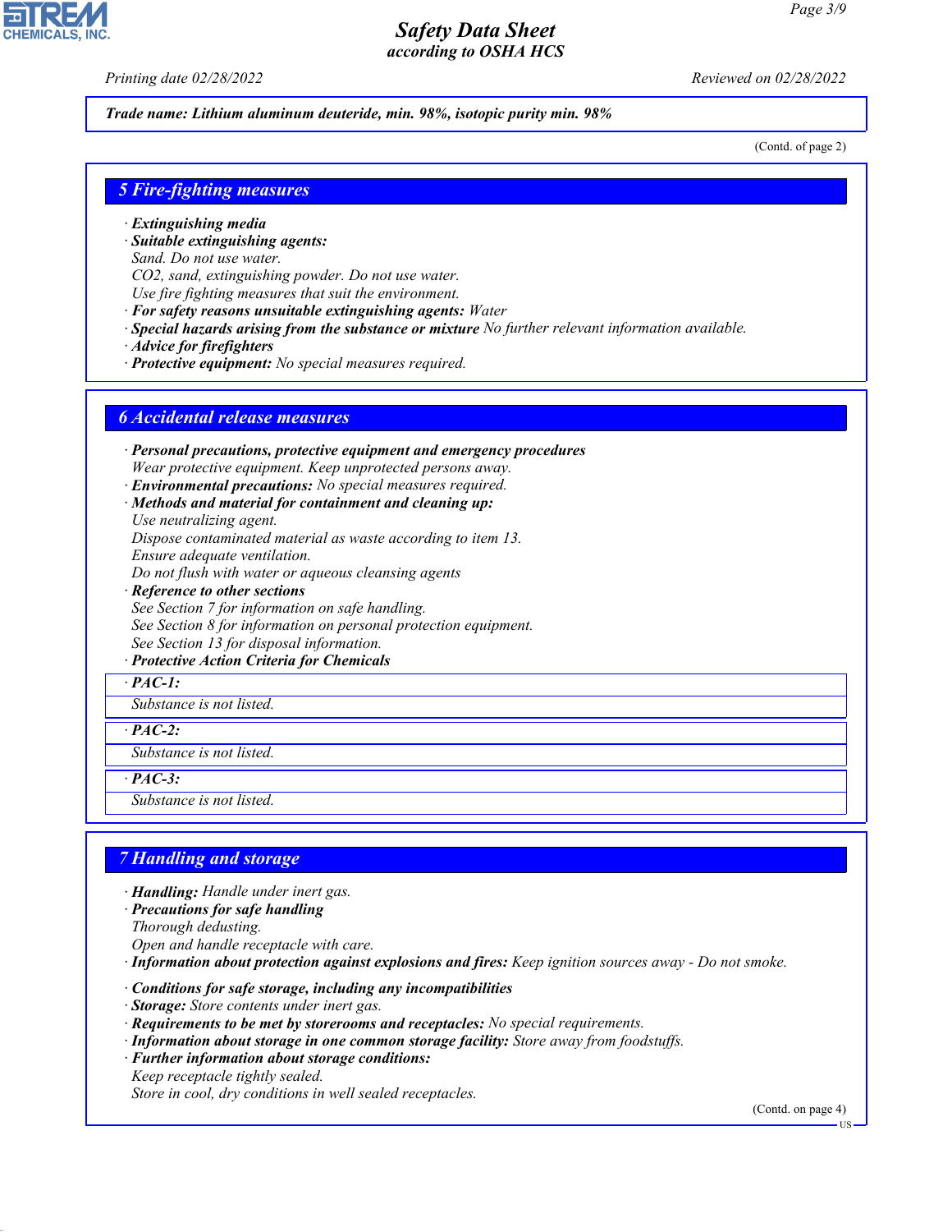**Trade name: Lithium aluminum deuteride, min. 98%, isotopic purity min. 98%**

(Contd. of page 2)

## 5 Fire-fighting measures

· **Extinguishing media**
· **Suitable extinguishing agents:**
Sand. Do not use water.
$CO_2$, sand, extinguishing powder. Do not use water.
Use fire fighting measures that suit the environment.
· **For safety reasons unsuitable extinguishing agents:** Water
· **Special hazards arising from the substance or mixture** No further relevant information available.
· **Advice for firefighters**
· **Protective equipment:** No special measures required.

## 6 Accidental release measures

· **Personal precautions, protective equipment and emergency procedures**
Wear protective equipment. Keep unprotected persons away.
· **Environmental precautions:** No special measures required.
· **Methods and material for containment and cleaning up:**
Use neutralizing agent.
Dispose contaminated material as waste according to item 13.
Ensure adequate ventilation.
Do not flush with water or aqueous cleansing agents
· **Reference to other sections**
See Section 7 for information on safe handling.
See Section 8 for information on personal protection equipment.
See Section 13 for disposal information.
· **Protective Action Criteria for Chemicals**

· **PAC-1:**
Substance is not listed.

· **PAC-2:**
Substance is not listed.

· **PAC-3:**
Substance is not listed.

## 7 Handling and storage

· **Handling:** Handle under inert gas.
· **Precautions for safe handling**
Thorough dedusting.
Open and handle receptacle with care.
· **Information about protection against explosions and fires:** Keep ignition sources away - Do not smoke.

· **Conditions for safe storage, including any incompatibilities**
· **Storage:** Store contents under inert gas.
· **Requirements to be met by storerooms and receptacles:** No special requirements.
· **Information about storage in one common storage facility:** Store away from foodstuffs.
· **Further information about storage conditions:**
Keep receptacle tightly sealed.
Store in cool, dry conditions in well sealed receptacles.

(Contd. on page 4)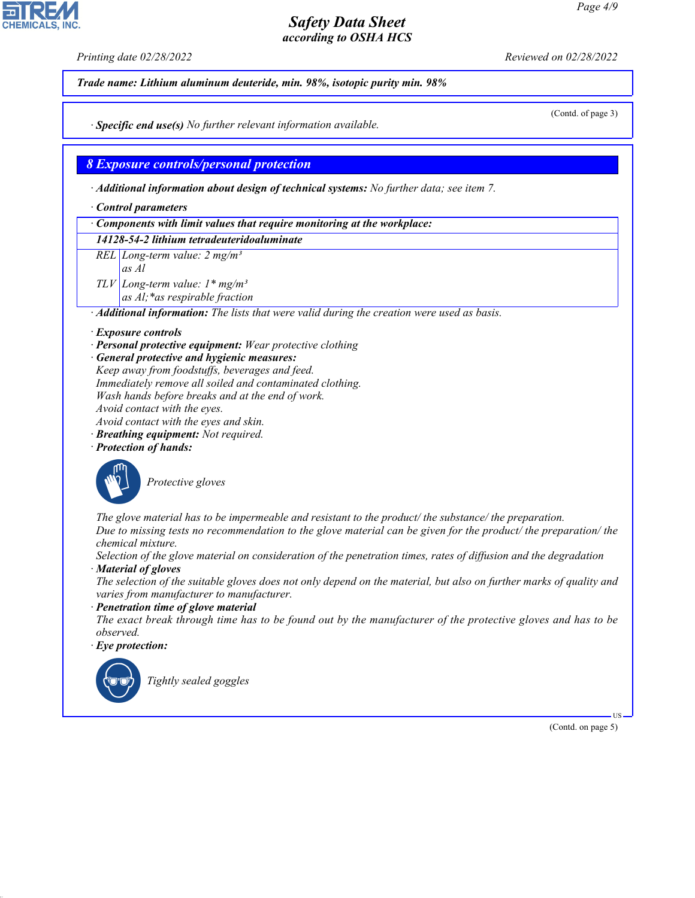**Trade name: Lithium aluminum deuteride, min. 98%, isotopic purity min. 98%**

(Contd. of page 3)

· **Specific end use(s)** No further relevant information available.

## 8 Exposure controls/personal protection

· **Additional information about design of technical systems:** No further data; see item 7.

· **Control parameters**

| · Components with limit values that require monitoring at the workplace: | |
|---|---|
| **14128-54-2 lithium tetradeuteridoaluminate** | |
| REL | Long-term value: 2 mg/m³<br>as Al |
| TLV | Long-term value: 1* mg/m³<br>as Al;*as respirable fraction |

· **Additional information:** The lists that were valid during the creation were used as basis.

· **Exposure controls**
· **Personal protective equipment:** Wear protective clothing
· **General protective and hygienic measures:**
Keep away from foodstuffs, beverages and feed.
Immediately remove all soiled and contaminated clothing.
Wash hands before breaks and at the end of work.
Avoid contact with the eyes.
Avoid contact with the eyes and skin.
· **Breathing equipment:** Not required.
· **Protection of hands:**

Protective gloves

The glove material has to be impermeable and resistant to the product/ the substance/ the preparation.
Due to missing tests no recommendation to the glove material can be given for the product/ the preparation/ the chemical mixture.
Selection of the glove material on consideration of the penetration times, rates of diffusion and the degradation
· **Material of gloves**
The selection of the suitable gloves does not only depend on the material, but also on further marks of quality and varies from manufacturer to manufacturer.
· **Penetration time of glove material**
The exact break through time has to be found out by the manufacturer of the protective gloves and has to be observed.
· **Eye protection:**

Tightly sealed goggles

(Contd. on page 5)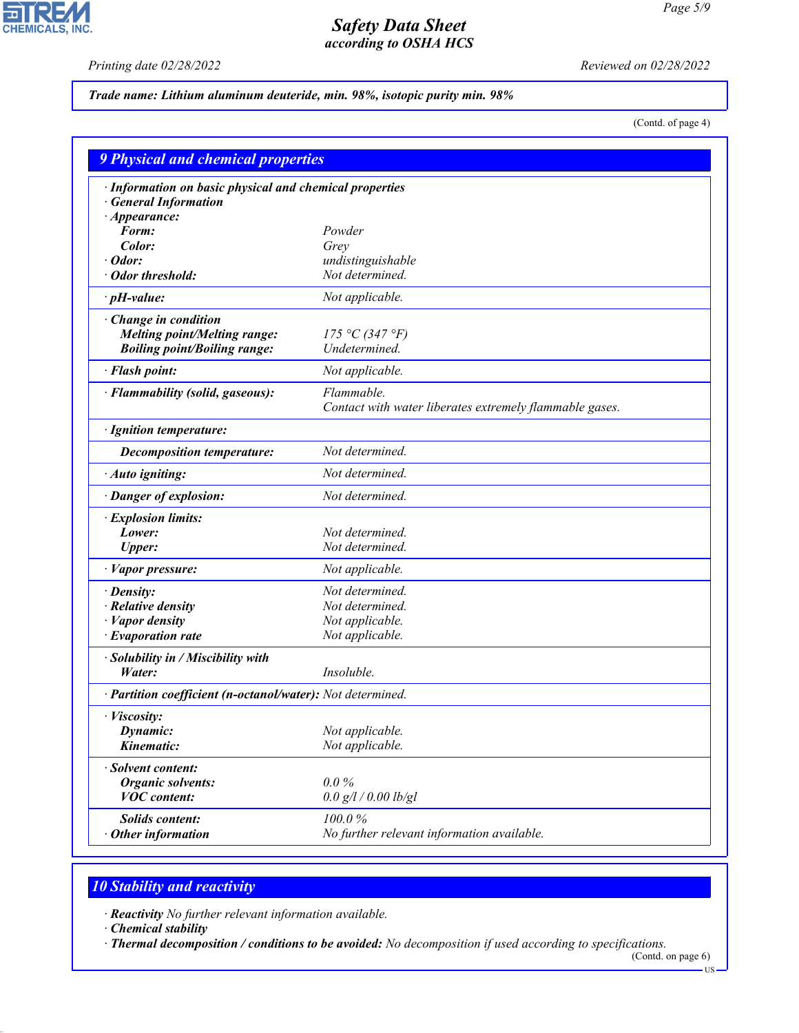**Trade name: Lithium aluminum deuteride, min. 98%, isotopic purity min. 98%**

(Contd. of page 4)

## 9 Physical and chemical properties

· **Information on basic physical and chemical properties**
· **General Information**
· **Appearance:**

| | |
|---|---|
| **Form:** | Powder |
| **Color:** | Grey |
| · **Odor:** | undistinguishable |
| · **Odor threshold:** | Not determined. |
| · **pH-value:** | Not applicable. |
| · **Change in condition** | |
| **Melting point/Melting range:** | 175 °C (347 °F) |
| **Boiling point/Boiling range:** | Undetermined. |
| · **Flash point:** | Not applicable. |
| · **Flammability (solid, gaseous):** | Flammable. Contact with water liberates extremely flammable gases. |
| · **Ignition temperature:** | |
| **Decomposition temperature:** | Not determined. |
| · **Auto igniting:** | Not determined. |
| · **Danger of explosion:** | Not determined. |
| · **Explosion limits:** | |
| **Lower:** | Not determined. |
| **Upper:** | Not determined. |
| · **Vapor pressure:** | Not applicable. |
| · **Density:** | Not determined. |
| · **Relative density** | Not determined. |
| · **Vapor density** | Not applicable. |
| · **Evaporation rate** | Not applicable. |
| · **Solubility in / Miscibility with** | |
| **Water:** | Insoluble. |
| · **Partition coefficient (n-octanol/water):** | Not determined. |
| · **Viscosity:** | |
| **Dynamic:** | Not applicable. |
| **Kinematic:** | Not applicable. |
| · **Solvent content:** | |
| **Organic solvents:** | 0.0 % |
| **VOC content:** | 0.0 g/l / 0.00 lb/gl |
| **Solids content:** | 100.0 % |
| · **Other information** | No further relevant information available. |

## 10 Stability and reactivity

· **Reactivity** No further relevant information available.
· **Chemical stability**
· **Thermal decomposition / conditions to be avoided:** No decomposition if used according to specifications.

(Contd. on page 6)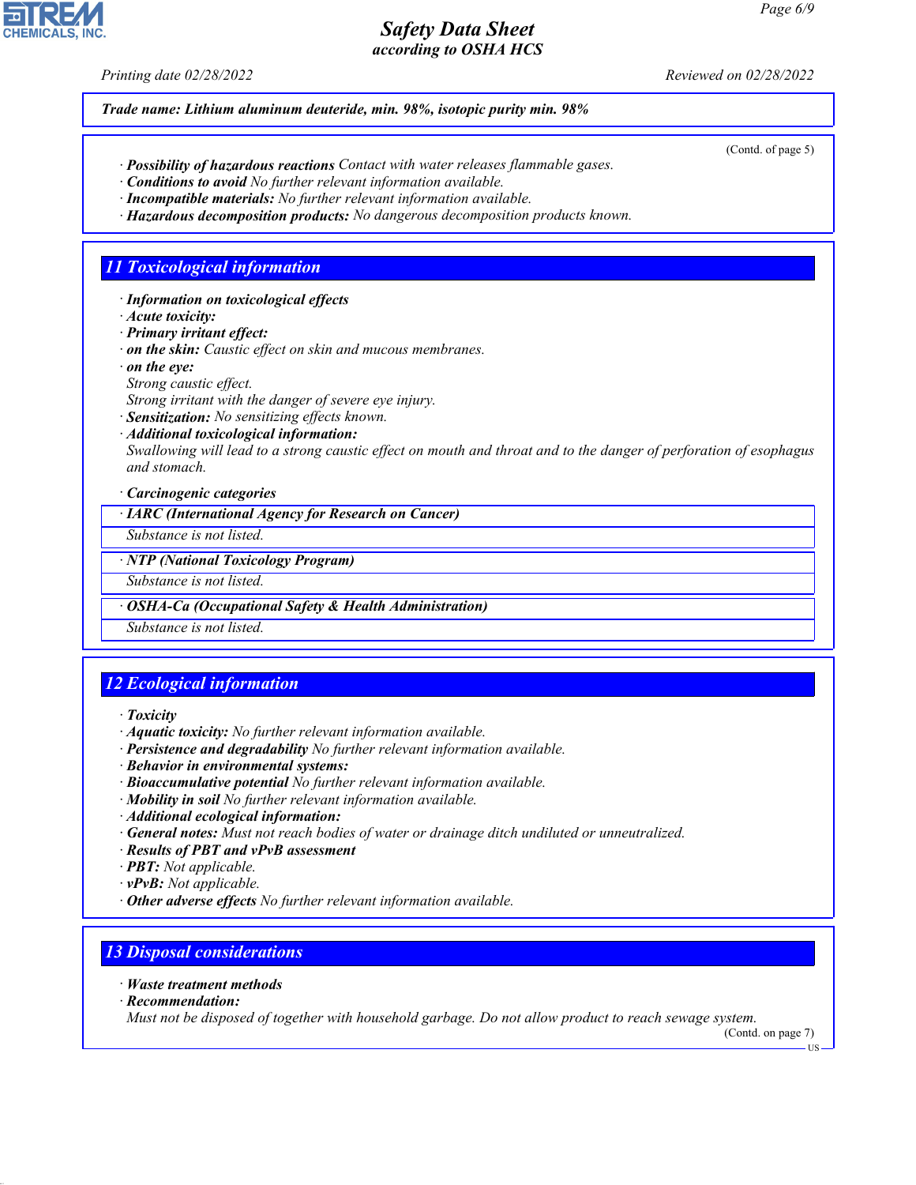**Trade name: Lithium aluminum deuteride, min. 98%, isotopic purity min. 98%**

(Contd. of page 5)

· **Possibility of hazardous reactions** Contact with water releases flammable gases.
· **Conditions to avoid** No further relevant information available.
· **Incompatible materials:** No further relevant information available.
· **Hazardous decomposition products:** No dangerous decomposition products known.

## 11 Toxicological information

· **Information on toxicological effects**
· **Acute toxicity:**
· **Primary irritant effect:**
· **on the skin:** Caustic effect on skin and mucous membranes.
· **on the eye:**
Strong caustic effect.
Strong irritant with the danger of severe eye injury.
· **Sensitization:** No sensitizing effects known.
· **Additional toxicological information:**
Swallowing will lead to a strong caustic effect on mouth and throat and to the danger of perforation of esophagus and stomach.

· **Carcinogenic categories**

· **IARC (International Agency for Research on Cancer)**
Substance is not listed.

· **NTP (National Toxicology Program)**
Substance is not listed.

· **OSHA-Ca (Occupational Safety & Health Administration)**
Substance is not listed.

## 12 Ecological information

· **Toxicity**
· **Aquatic toxicity:** No further relevant information available.
· **Persistence and degradability** No further relevant information available.
· **Behavior in environmental systems:**
· **Bioaccumulative potential** No further relevant information available.
· **Mobility in soil** No further relevant information available.
· **Additional ecological information:**
· **General notes:** Must not reach bodies of water or drainage ditch undiluted or unneutralized.
· **Results of PBT and vPvB assessment**
· **PBT:** Not applicable.
· **vPvB:** Not applicable.
· **Other adverse effects** No further relevant information available.

## 13 Disposal considerations

· **Waste treatment methods**
· **Recommendation:**
Must not be disposed of together with household garbage. Do not allow product to reach sewage system.

(Contd. on page 7)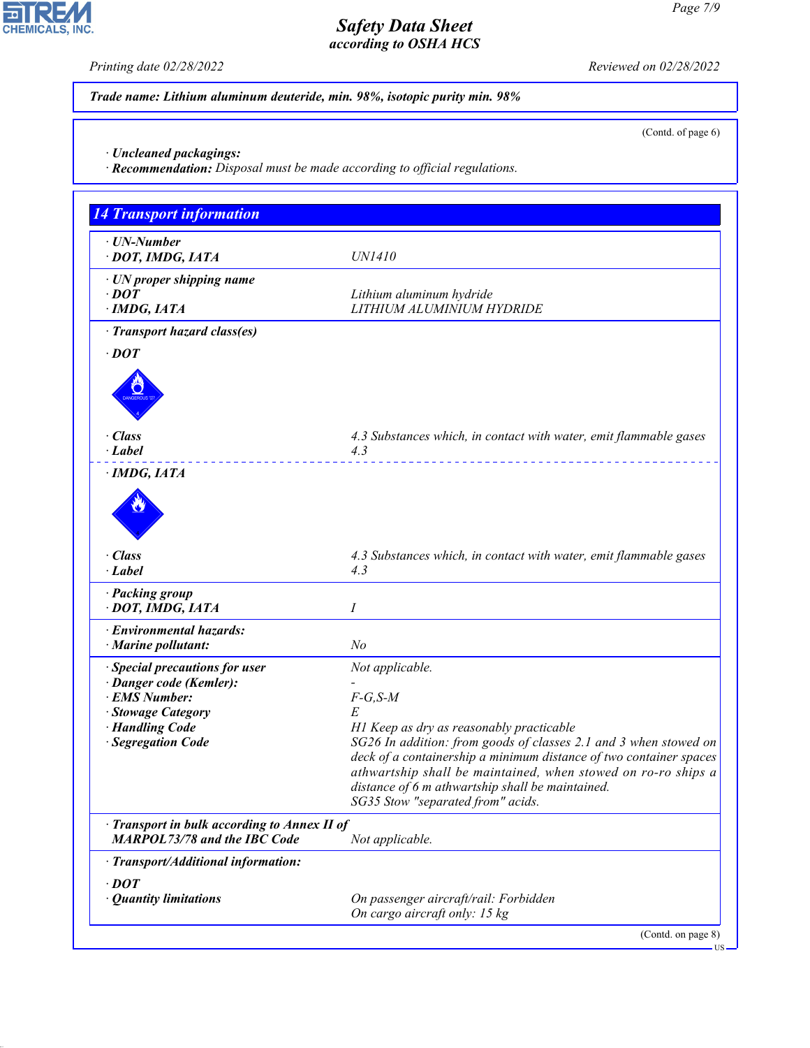**Trade name: Lithium aluminum deuteride, min. 98%, isotopic purity min. 98%**

(Contd. of page 6)

· **Uncleaned packagings:**
· **Recommendation:** Disposal must be made according to official regulations.

## 14 Transport information

| | |
|---|---|
| · **UN-Number** | |
| · **DOT, IMDG, IATA** | UN1410 |
| · **UN proper shipping name** | |
| · **DOT** | Lithium aluminum hydride |
| · **IMDG, IATA** | LITHIUM ALUMINIUM HYDRIDE |
| · **Transport hazard class(es)** | |
| · **DOT** | |
| · **Class** | 4.3 Substances which, in contact with water, emit flammable gases |
| · **Label** | 4.3 |
| · **IMDG, IATA** | |
| · **Class** | 4.3 Substances which, in contact with water, emit flammable gases |
| · **Label** | 4.3 |
| · **Packing group** | |
| · **DOT, IMDG, IATA** | I |
| · **Environmental hazards:** | |
| · **Marine pollutant:** | No |
| · **Special precautions for user** | Not applicable. |
| · **Danger code (Kemler):** | - |
| · **EMS Number:** | F-G,S-M |
| · **Stowage Category** | E |
| · **Handling Code** | H1 Keep as dry as reasonably practicable |
| · **Segregation Code** | SG26 In addition: from goods of classes 2.1 and 3 when stowed on deck of a containership a minimum distance of two container spaces athwartship shall be maintained, when stowed on ro-ro ships a distance of 6 m athwartship shall be maintained. SG35 Stow "separated from" acids. |
| · **Transport in bulk according to Annex II of MARPOL73/78 and the IBC Code** | Not applicable. |
| · **Transport/Additional information:** | |
| · **DOT** | |
| · **Quantity limitations** | On passenger aircraft/rail: Forbidden On cargo aircraft only: 15 kg |

(Contd. on page 8)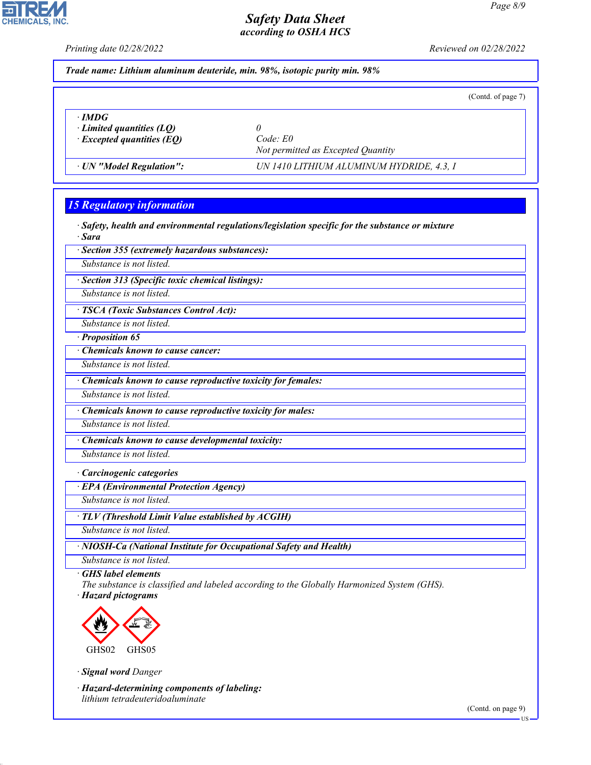Trade name: Lithium aluminum deuteride, min. 98%, isotopic purity min. 98%

(Contd. of page 7)

| · IMDG | |
|---|---|
| · Limited quantities (LQ) | 0 |
| · Excepted quantities (EQ) | Code: E0<br>Not permitted as Excepted Quantity |
| · UN "Model Regulation": | UN 1410 LITHIUM ALUMINUM HYDRIDE, 4.3, I |

## 15 Regulatory information

· **Safety, health and environmental regulations/legislation specific for the substance or mixture**

· **Sara**

· **Section 355 (extremely hazardous substances):**

Substance is not listed.

· **Section 313 (Specific toxic chemical listings):**

Substance is not listed.

· **TSCA (Toxic Substances Control Act):**

Substance is not listed.

· **Proposition 65**

· **Chemicals known to cause cancer:**

Substance is not listed.

· **Chemicals known to cause reproductive toxicity for females:**

Substance is not listed.

· **Chemicals known to cause reproductive toxicity for males:**

Substance is not listed.

· **Chemicals known to cause developmental toxicity:**

Substance is not listed.

· **Carcinogenic categories**

· **EPA (Environmental Protection Agency)**

Substance is not listed.

· **TLV (Threshold Limit Value established by ACGIH)**

Substance is not listed.

· **NIOSH-Ca (National Institute for Occupational Safety and Health)**

Substance is not listed.

· **GHS label elements**

The substance is classified and labeled according to the Globally Harmonized System (GHS).

· **Hazard pictograms**

GHS02 GHS05

· **Signal word** Danger

· **Hazard-determining components of labeling:**

lithium tetradeuteridoaluminate

(Contd. on page 9)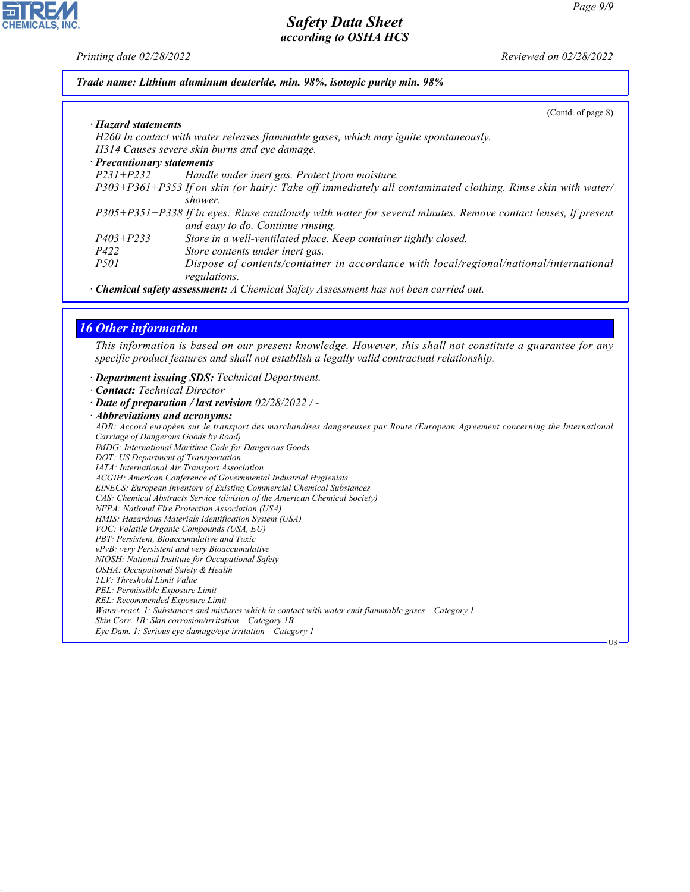**Trade name: Lithium aluminum deuteride, min. 98%, isotopic purity min. 98%**

(Contd. of page 8)

· **Hazard statements**

H260 In contact with water releases flammable gases, which may ignite spontaneously.
H314 Causes severe skin burns and eye damage.

· **Precautionary statements**

P231+P232 Handle under inert gas. Protect from moisture.
P303+P361+P353 If on skin (or hair): Take off immediately all contaminated clothing. Rinse skin with water/shower.
P305+P351+P338 If in eyes: Rinse cautiously with water for several minutes. Remove contact lenses, if present and easy to do. Continue rinsing.
P403+P233 Store in a well-ventilated place. Keep container tightly closed.
P422 Store contents under inert gas.
P501 Dispose of contents/container in accordance with local/regional/national/international regulations.

· **Chemical safety assessment:** A Chemical Safety Assessment has not been carried out.

## 16 Other information

This information is based on our present knowledge. However, this shall not constitute a guarantee for any specific product features and shall not establish a legally valid contractual relationship.

· **Department issuing SDS:** Technical Department.
· **Contact:** Technical Director
· **Date of preparation / last revision** 02/28/2022 / -
· **Abbreviations and acronyms:**

ADR: Accord européen sur le transport des marchandises dangereuses par Route (European Agreement concerning the International Carriage of Dangerous Goods by Road)
IMDG: International Maritime Code for Dangerous Goods
DOT: US Department of Transportation
IATA: International Air Transport Association
ACGIH: American Conference of Governmental Industrial Hygienists
EINECS: European Inventory of Existing Commercial Chemical Substances
CAS: Chemical Abstracts Service (division of the American Chemical Society)
NFPA: National Fire Protection Association (USA)
HMIS: Hazardous Materials Identification System (USA)
VOC: Volatile Organic Compounds (USA, EU)
PBT: Persistent, Bioaccumulative and Toxic
vPvB: very Persistent and very Bioaccumulative
NIOSH: National Institute for Occupational Safety
OSHA: Occupational Safety & Health
TLV: Threshold Limit Value
PEL: Permissible Exposure Limit
REL: Recommended Exposure Limit
Water-react. 1: Substances and mixtures which in contact with water emit flammable gases – Category 1
Skin Corr. 1B: Skin corrosion/irritation – Category 1B
Eye Dam. 1: Serious eye damage/eye irritation – Category 1